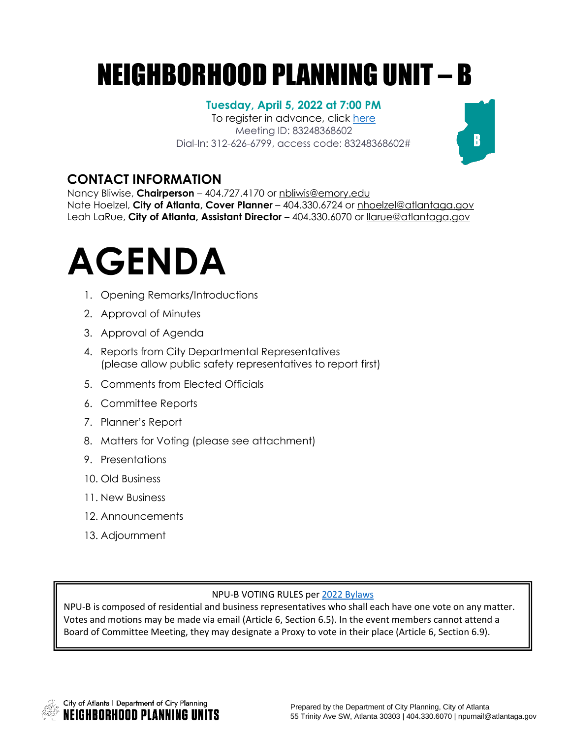# NEIGHBORHOOD PLANNING UNIT – B

**Tuesday, April 5, 2022 at 7:00 PM**

To register in advance, click here

Meeting ID: 83248368602

Dial-In: 312-626-6799, access code: 83248368602#

## CONTACT INFORMATION

Nancy Bliwise, **Chairperson** – 404.727.4170 or nbliwis@emory.edu

Nate Hoelzel, **City of Atlanta, Cover Planner** – 404.330.6724 or nhoelzel@atlantaga.gov

Leah LaRue, **City of Atlanta, Assistant Director** – 404.330.6070 or llarue@atlantaga.gov

# AGENDA

1. Opening Remarks/Introductions
2. Approval of Minutes
3. Approval of Agenda
4. Reports from City Departmental Representatives (please allow public safety representatives to report first)
5. Comments from Elected Officials
6. Committee Reports
7. Planner's Report
8. Matters for Voting (please see attachment)
9. Presentations
10. Old Business
11. New Business
12. Announcements
13. Adjournment

NPU-B VOTING RULES per 2022 Bylaws

NPU-B is composed of residential and business representatives who shall each have one vote on any matter. Votes and motions may be made via email (Article 6, Section 6.5). In the event members cannot attend a Board of Committee Meeting, they may designate a Proxy to vote in their place (Article 6, Section 6.9).

City of Atlanta | Department of City Planning
NEIGHBORHOOD PLANNING UNITS

Prepared by the Department of City Planning, City of Atlanta
55 Trinity Ave SW, Atlanta 30303 | 404.330.6070 | npumail@atlantaga.gov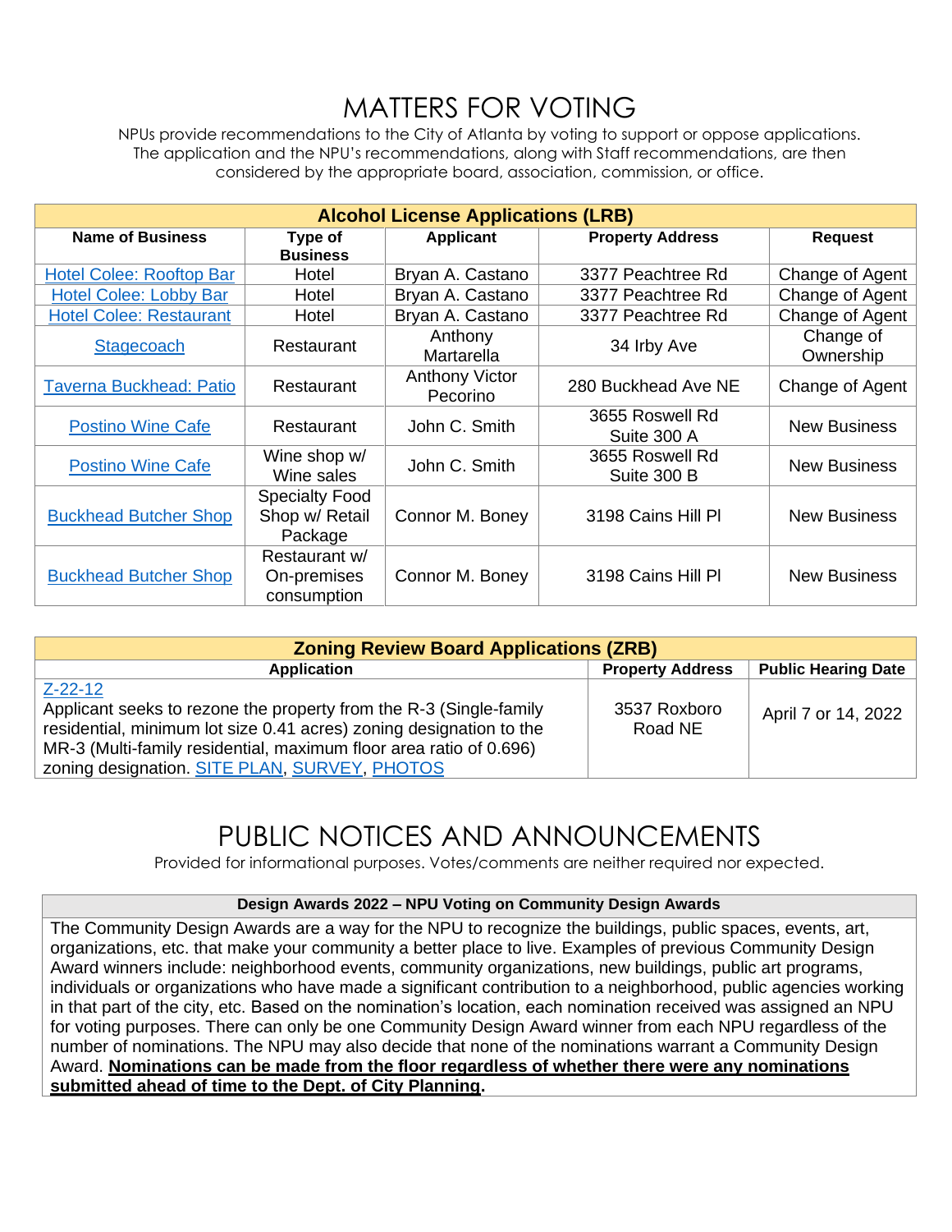# MATTERS FOR VOTING

NPUs provide recommendations to the City of Atlanta by voting to support or oppose applications. The application and the NPU's recommendations, along with Staff recommendations, are then considered by the appropriate board, association, commission, or office.

**Alcohol License Applications (LRB)**

| Name of Business | Type of Business | Applicant | Property Address | Request |
|---|---|---|---|---|
| Hotel Colee: Rooftop Bar | Hotel | Bryan A. Castano | 3377 Peachtree Rd | Change of Agent |
| Hotel Colee: Lobby Bar | Hotel | Bryan A. Castano | 3377 Peachtree Rd | Change of Agent |
| Hotel Colee: Restaurant | Hotel | Bryan A. Castano | 3377 Peachtree Rd | Change of Agent |
| Stagecoach | Restaurant | Anthony Martarella | 34 Irby Ave | Change of Ownership |
| Taverna Buckhead: Patio | Restaurant | Anthony Victor Pecorino | 280 Buckhead Ave NE | Change of Agent |
| Postino Wine Cafe | Restaurant | John C. Smith | 3655 Roswell Rd Suite 300 A | New Business |
| Postino Wine Cafe | Wine shop w/ Wine sales | John C. Smith | 3655 Roswell Rd Suite 300 B | New Business |
| Buckhead Butcher Shop | Specialty Food Shop w/ Retail Package | Connor M. Boney | 3198 Cains Hill Pl | New Business |
| Buckhead Butcher Shop | Restaurant w/ On-premises consumption | Connor M. Boney | 3198 Cains Hill Pl | New Business |

**Zoning Review Board Applications (ZRB)**

| Application | Property Address | Public Hearing Date |
|---|---|---|
| Z-22-12<br>Applicant seeks to rezone the property from the R-3 (Single-family residential, minimum lot size 0.41 acres) zoning designation to the MR-3 (Multi-family residential, maximum floor area ratio of 0.696) zoning designation. SITE PLAN, SURVEY, PHOTOS | 3537 Roxboro Road NE | April 7 or 14, 2022 |

# PUBLIC NOTICES AND ANNOUNCEMENTS

Provided for informational purposes. Votes/comments are neither required nor expected.

**Design Awards 2022 – NPU Voting on Community Design Awards**

The Community Design Awards are a way for the NPU to recognize the buildings, public spaces, events, art, organizations, etc. that make your community a better place to live. Examples of previous Community Design Award winners include: neighborhood events, community organizations, new buildings, public art programs, individuals or organizations who have made a significant contribution to a neighborhood, public agencies working in that part of the city, etc. Based on the nomination's location, each nomination received was assigned an NPU for voting purposes. There can only be one Community Design Award winner from each NPU regardless of the number of nominations. The NPU may also decide that none of the nominations warrant a Community Design Award. **Nominations can be made from the floor regardless of whether there were any nominations submitted ahead of time to the Dept. of City Planning.**